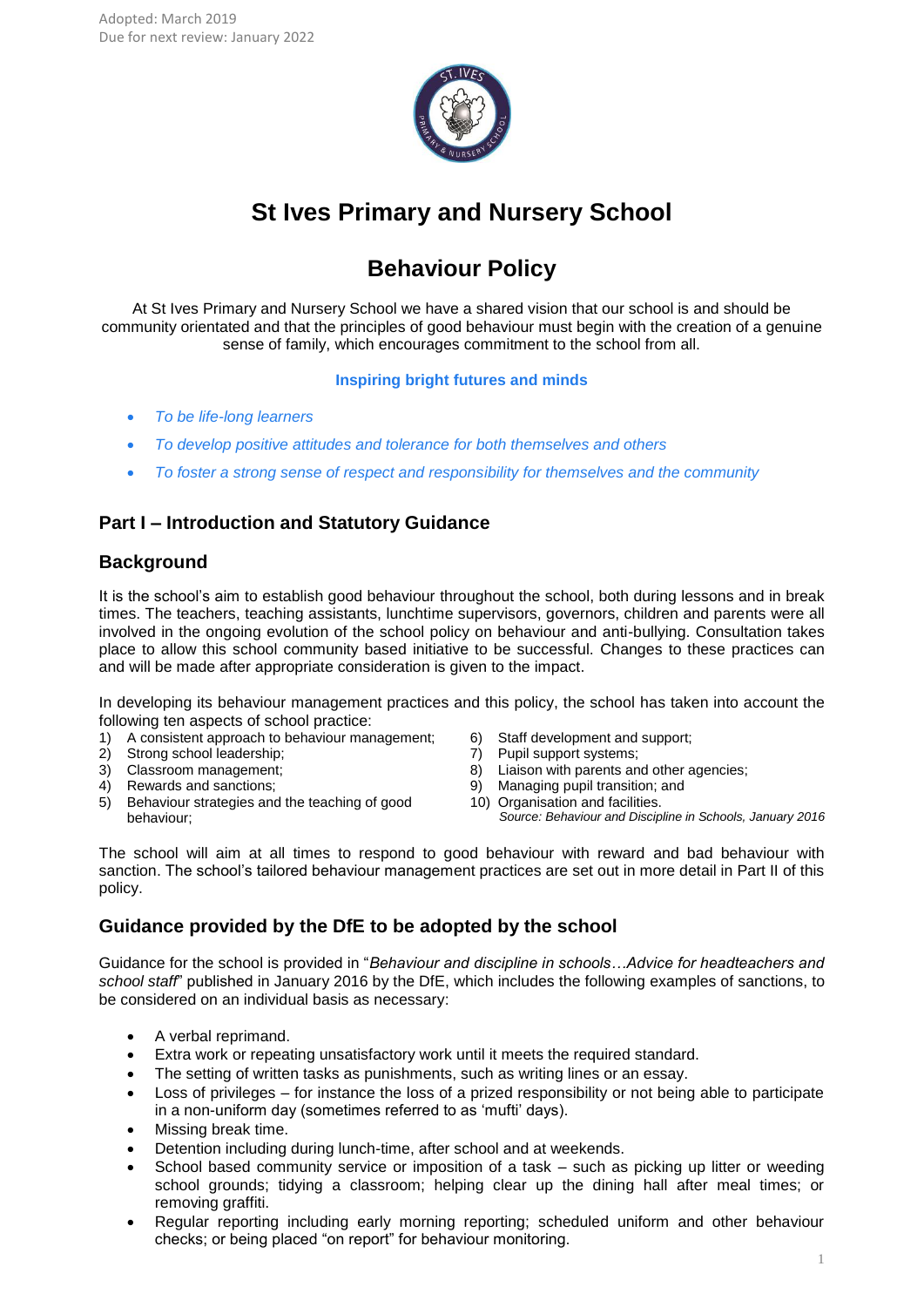Adopted: March 2019
Due for next review: January 2022

# St Ives Primary and Nursery School

# Behaviour Policy

At St Ives Primary and Nursery School we have a shared vision that our school is and should be community orientated and that the principles of good behaviour must begin with the creation of a genuine sense of family, which encourages commitment to the school from all.

**Inspiring bright futures and minds**

- *To be life-long learners*
- *To develop positive attitudes and tolerance for both themselves and others*
- *To foster a strong sense of respect and responsibility for themselves and the community*

## Part I – Introduction and Statutory Guidance

## Background

It is the school's aim to establish good behaviour throughout the school, both during lessons and in break times. The teachers, teaching assistants, lunchtime supervisors, governors, children and parents were all involved in the ongoing evolution of the school policy on behaviour and anti-bullying. Consultation takes place to allow this school community based initiative to be successful. Changes to these practices can and will be made after appropriate consideration is given to the impact.

In developing its behaviour management practices and this policy, the school has taken into account the following ten aspects of school practice:

1) A consistent approach to behaviour management;
2) Strong school leadership;
3) Classroom management;
4) Rewards and sanctions;
5) Behaviour strategies and the teaching of good behaviour;
6) Staff development and support;
7) Pupil support systems;
8) Liaison with parents and other agencies;
9) Managing pupil transition; and
10) Organisation and facilities.

*Source: Behaviour and Discipline in Schools, January 2016*

The school will aim at all times to respond to good behaviour with reward and bad behaviour with sanction. The school's tailored behaviour management practices are set out in more detail in Part II of this policy.

## Guidance provided by the DfE to be adopted by the school

Guidance for the school is provided in "*Behaviour and discipline in schools…Advice for headteachers and school staff*" published in January 2016 by the DfE, which includes the following examples of sanctions, to be considered on an individual basis as necessary:

- A verbal reprimand.
- Extra work or repeating unsatisfactory work until it meets the required standard.
- The setting of written tasks as punishments, such as writing lines or an essay.
- Loss of privileges – for instance the loss of a prized responsibility or not being able to participate in a non-uniform day (sometimes referred to as 'mufti' days).
- Missing break time.
- Detention including during lunch-time, after school and at weekends.
- School based community service or imposition of a task – such as picking up litter or weeding school grounds; tidying a classroom; helping clear up the dining hall after meal times; or removing graffiti.
- Regular reporting including early morning reporting; scheduled uniform and other behaviour checks; or being placed "on report" for behaviour monitoring.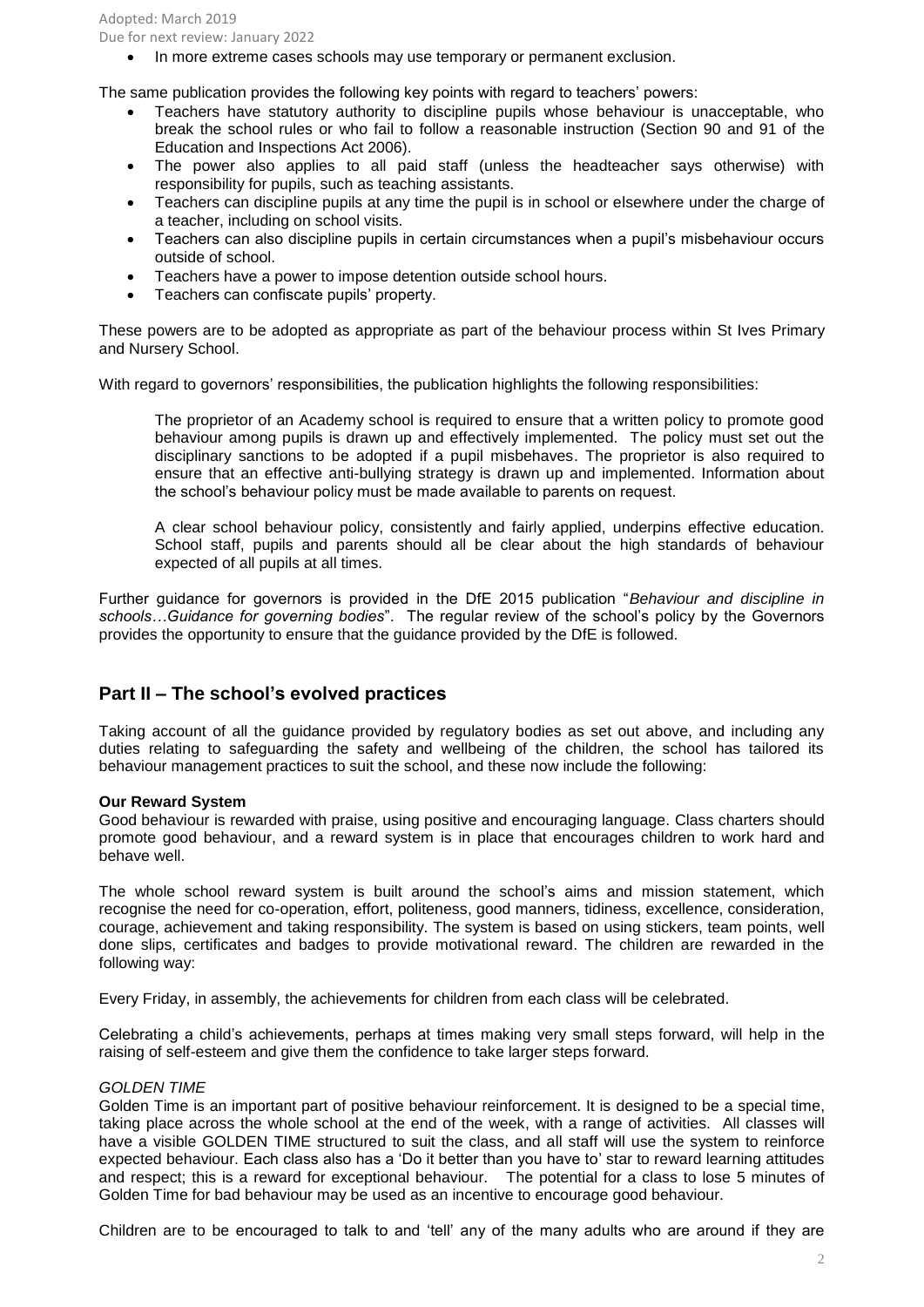- In more extreme cases schools may use temporary or permanent exclusion.

The same publication provides the following key points with regard to teachers' powers:

- Teachers have statutory authority to discipline pupils whose behaviour is unacceptable, who break the school rules or who fail to follow a reasonable instruction (Section 90 and 91 of the Education and Inspections Act 2006).
- The power also applies to all paid staff (unless the headteacher says otherwise) with responsibility for pupils, such as teaching assistants.
- Teachers can discipline pupils at any time the pupil is in school or elsewhere under the charge of a teacher, including on school visits.
- Teachers can also discipline pupils in certain circumstances when a pupil's misbehaviour occurs outside of school.
- Teachers have a power to impose detention outside school hours.
- Teachers can confiscate pupils' property.

These powers are to be adopted as appropriate as part of the behaviour process within St Ives Primary and Nursery School.

With regard to governors' responsibilities, the publication highlights the following responsibilities:

> The proprietor of an Academy school is required to ensure that a written policy to promote good behaviour among pupils is drawn up and effectively implemented. The policy must set out the disciplinary sanctions to be adopted if a pupil misbehaves. The proprietor is also required to ensure that an effective anti-bullying strategy is drawn up and implemented. Information about the school's behaviour policy must be made available to parents on request.
>
> A clear school behaviour policy, consistently and fairly applied, underpins effective education. School staff, pupils and parents should all be clear about the high standards of behaviour expected of all pupils at all times.

Further guidance for governors is provided in the DfE 2015 publication "*Behaviour and discipline in schools…Guidance for governing bodies*". The regular review of the school's policy by the Governors provides the opportunity to ensure that the guidance provided by the DfE is followed.

## Part II – The school's evolved practices

Taking account of all the guidance provided by regulatory bodies as set out above, and including any duties relating to safeguarding the safety and wellbeing of the children, the school has tailored its behaviour management practices to suit the school, and these now include the following:

**Our Reward System**

Good behaviour is rewarded with praise, using positive and encouraging language. Class charters should promote good behaviour, and a reward system is in place that encourages children to work hard and behave well.

The whole school reward system is built around the school's aims and mission statement, which recognise the need for co-operation, effort, politeness, good manners, tidiness, excellence, consideration, courage, achievement and taking responsibility. The system is based on using stickers, team points, well done slips, certificates and badges to provide motivational reward. The children are rewarded in the following way:

Every Friday, in assembly, the achievements for children from each class will be celebrated.

Celebrating a child's achievements, perhaps at times making very small steps forward, will help in the raising of self-esteem and give them the confidence to take larger steps forward.

*GOLDEN TIME*

Golden Time is an important part of positive behaviour reinforcement. It is designed to be a special time, taking place across the whole school at the end of the week, with a range of activities. All classes will have a visible GOLDEN TIME structured to suit the class, and all staff will use the system to reinforce expected behaviour. Each class also has a 'Do it better than you have to' star to reward learning attitudes and respect; this is a reward for exceptional behaviour. The potential for a class to lose 5 minutes of Golden Time for bad behaviour may be used as an incentive to encourage good behaviour.

Children are to be encouraged to talk to and 'tell' any of the many adults who are around if they are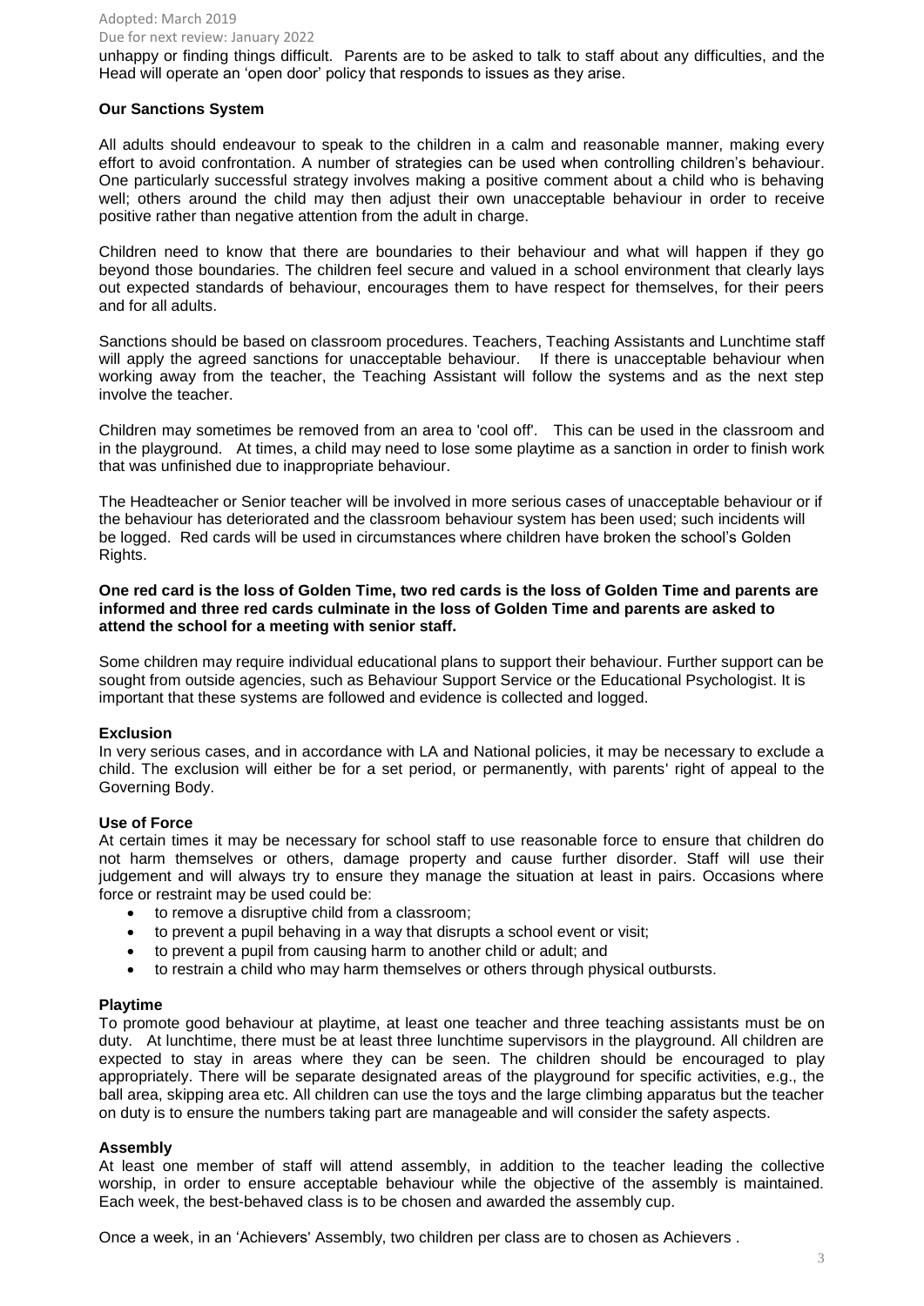unhappy or finding things difficult. Parents are to be asked to talk to staff about any difficulties, and the Head will operate an 'open door' policy that responds to issues as they arise.

**Our Sanctions System**

All adults should endeavour to speak to the children in a calm and reasonable manner, making every effort to avoid confrontation. A number of strategies can be used when controlling children's behaviour. One particularly successful strategy involves making a positive comment about a child who is behaving well; others around the child may then adjust their own unacceptable behaviour in order to receive positive rather than negative attention from the adult in charge.

Children need to know that there are boundaries to their behaviour and what will happen if they go beyond those boundaries. The children feel secure and valued in a school environment that clearly lays out expected standards of behaviour, encourages them to have respect for themselves, for their peers and for all adults.

Sanctions should be based on classroom procedures. Teachers, Teaching Assistants and Lunchtime staff will apply the agreed sanctions for unacceptable behaviour. If there is unacceptable behaviour when working away from the teacher, the Teaching Assistant will follow the systems and as the next step involve the teacher.

Children may sometimes be removed from an area to 'cool off'. This can be used in the classroom and in the playground. At times, a child may need to lose some playtime as a sanction in order to finish work that was unfinished due to inappropriate behaviour.

The Headteacher or Senior teacher will be involved in more serious cases of unacceptable behaviour or if the behaviour has deteriorated and the classroom behaviour system has been used; such incidents will be logged. Red cards will be used in circumstances where children have broken the school's Golden Rights.

**One red card is the loss of Golden Time, two red cards is the loss of Golden Time and parents are informed and three red cards culminate in the loss of Golden Time and parents are asked to attend the school for a meeting with senior staff.**

Some children may require individual educational plans to support their behaviour. Further support can be sought from outside agencies, such as Behaviour Support Service or the Educational Psychologist. It is important that these systems are followed and evidence is collected and logged.

**Exclusion**

In very serious cases, and in accordance with LA and National policies, it may be necessary to exclude a child. The exclusion will either be for a set period, or permanently, with parents' right of appeal to the Governing Body.

**Use of Force**

At certain times it may be necessary for school staff to use reasonable force to ensure that children do not harm themselves or others, damage property and cause further disorder. Staff will use their judgement and will always try to ensure they manage the situation at least in pairs. Occasions where force or restraint may be used could be:

- to remove a disruptive child from a classroom;
- to prevent a pupil behaving in a way that disrupts a school event or visit;
- to prevent a pupil from causing harm to another child or adult; and
- to restrain a child who may harm themselves or others through physical outbursts.

**Playtime**

To promote good behaviour at playtime, at least one teacher and three teaching assistants must be on duty. At lunchtime, there must be at least three lunchtime supervisors in the playground. All children are expected to stay in areas where they can be seen. The children should be encouraged to play appropriately. There will be separate designated areas of the playground for specific activities, e.g., the ball area, skipping area etc. All children can use the toys and the large climbing apparatus but the teacher on duty is to ensure the numbers taking part are manageable and will consider the safety aspects.

**Assembly**

At least one member of staff will attend assembly, in addition to the teacher leading the collective worship, in order to ensure acceptable behaviour while the objective of the assembly is maintained. Each week, the best-behaved class is to be chosen and awarded the assembly cup.

Once a week, in an 'Achievers' Assembly, two children per class are to chosen as Achievers .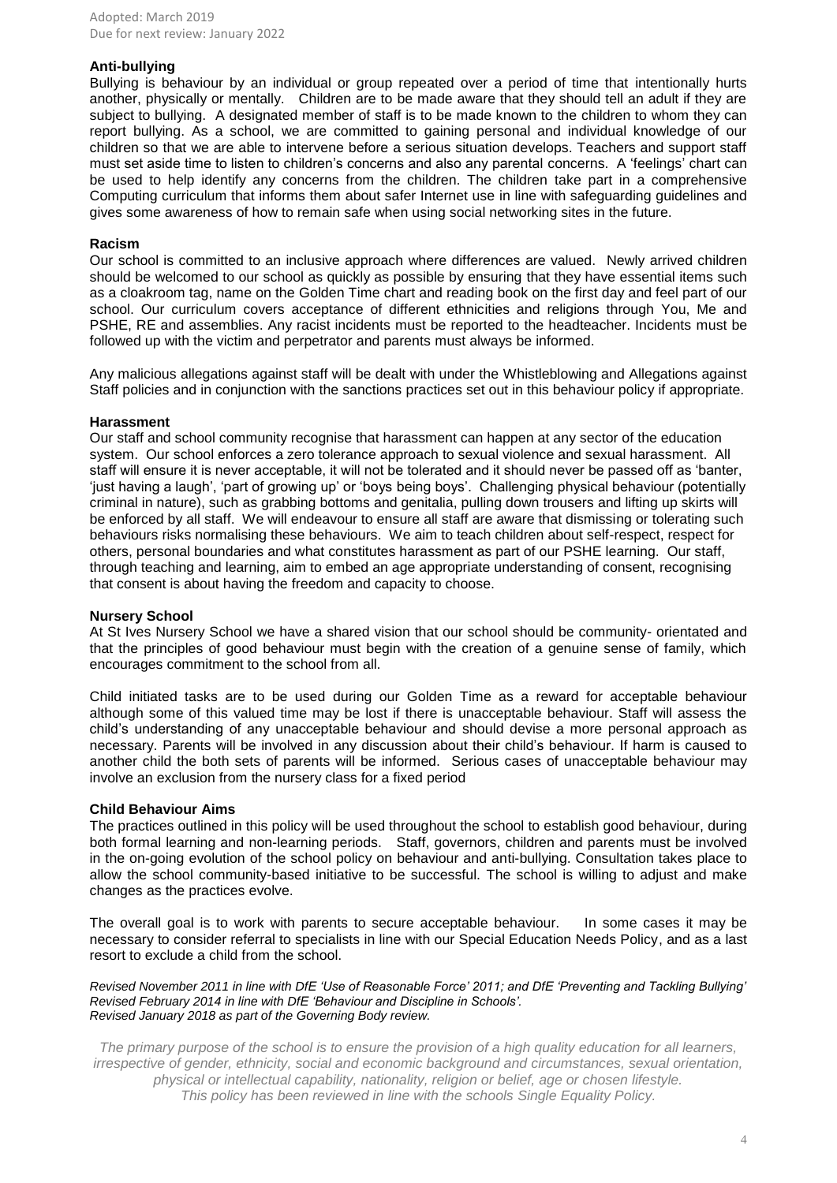Adopted: March 2019
Due for next review: January 2022

**Anti-bullying**

Bullying is behaviour by an individual or group repeated over a period of time that intentionally hurts another, physically or mentally. Children are to be made aware that they should tell an adult if they are subject to bullying. A designated member of staff is to be made known to the children to whom they can report bullying. As a school, we are committed to gaining personal and individual knowledge of our children so that we are able to intervene before a serious situation develops. Teachers and support staff must set aside time to listen to children's concerns and also any parental concerns. A 'feelings' chart can be used to help identify any concerns from the children. The children take part in a comprehensive Computing curriculum that informs them about safer Internet use in line with safeguarding guidelines and gives some awareness of how to remain safe when using social networking sites in the future.

**Racism**

Our school is committed to an inclusive approach where differences are valued. Newly arrived children should be welcomed to our school as quickly as possible by ensuring that they have essential items such as a cloakroom tag, name on the Golden Time chart and reading book on the first day and feel part of our school. Our curriculum covers acceptance of different ethnicities and religions through You, Me and PSHE, RE and assemblies. Any racist incidents must be reported to the headteacher. Incidents must be followed up with the victim and perpetrator and parents must always be informed.

Any malicious allegations against staff will be dealt with under the Whistleblowing and Allegations against Staff policies and in conjunction with the sanctions practices set out in this behaviour policy if appropriate.

**Harassment**

Our staff and school community recognise that harassment can happen at any sector of the education system. Our school enforces a zero tolerance approach to sexual violence and sexual harassment. All staff will ensure it is never acceptable, it will not be tolerated and it should never be passed off as 'banter, 'just having a laugh', 'part of growing up' or 'boys being boys'. Challenging physical behaviour (potentially criminal in nature), such as grabbing bottoms and genitalia, pulling down trousers and lifting up skirts will be enforced by all staff. We will endeavour to ensure all staff are aware that dismissing or tolerating such behaviours risks normalising these behaviours. We aim to teach children about self-respect, respect for others, personal boundaries and what constitutes harassment as part of our PSHE learning. Our staff, through teaching and learning, aim to embed an age appropriate understanding of consent, recognising that consent is about having the freedom and capacity to choose.

**Nursery School**

At St Ives Nursery School we have a shared vision that our school should be community- orientated and that the principles of good behaviour must begin with the creation of a genuine sense of family, which encourages commitment to the school from all.

Child initiated tasks are to be used during our Golden Time as a reward for acceptable behaviour although some of this valued time may be lost if there is unacceptable behaviour. Staff will assess the child's understanding of any unacceptable behaviour and should devise a more personal approach as necessary. Parents will be involved in any discussion about their child's behaviour. If harm is caused to another child the both sets of parents will be informed. Serious cases of unacceptable behaviour may involve an exclusion from the nursery class for a fixed period

**Child Behaviour Aims**

The practices outlined in this policy will be used throughout the school to establish good behaviour, during both formal learning and non-learning periods. Staff, governors, children and parents must be involved in the on-going evolution of the school policy on behaviour and anti-bullying. Consultation takes place to allow the school community-based initiative to be successful. The school is willing to adjust and make changes as the practices evolve.

The overall goal is to work with parents to secure acceptable behaviour. In some cases it may be necessary to consider referral to specialists in line with our Special Education Needs Policy, and as a last resort to exclude a child from the school.

*Revised November 2011 in line with DfE 'Use of Reasonable Force' 2011; and DfE 'Preventing and Tackling Bullying'*
*Revised February 2014 in line with DfE 'Behaviour and Discipline in Schools'.*
*Revised January 2018 as part of the Governing Body review.*

*The primary purpose of the school is to ensure the provision of a high quality education for all learners, irrespective of gender, ethnicity, social and economic background and circumstances, sexual orientation, physical or intellectual capability, nationality, religion or belief, age or chosen lifestyle.*
*This policy has been reviewed in line with the schools Single Equality Policy.*